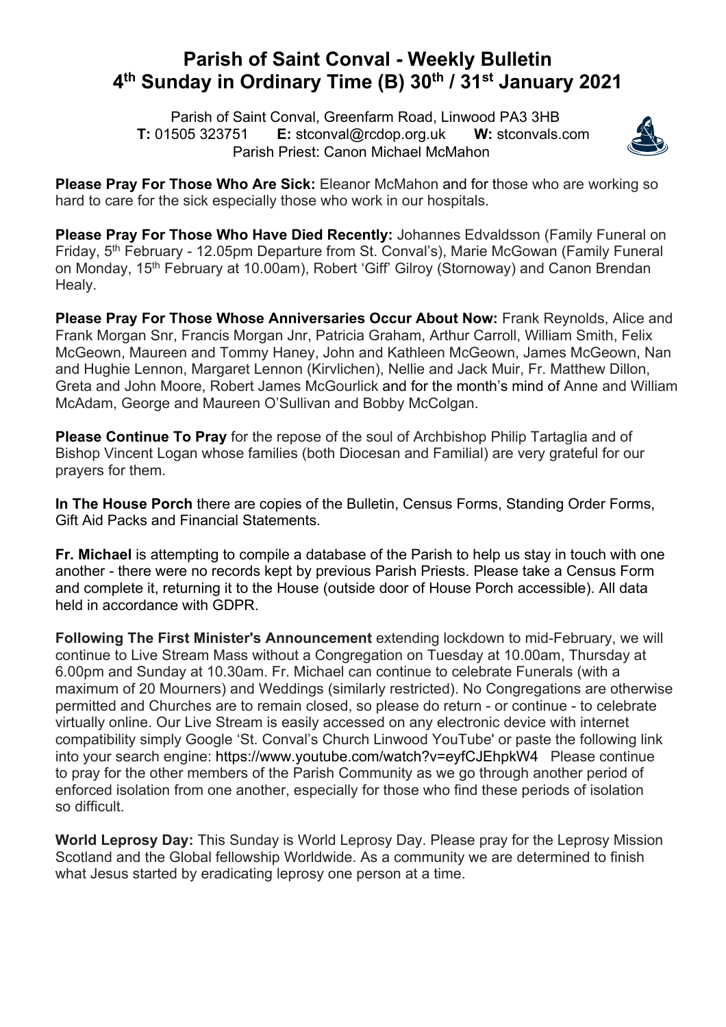# Parish of Saint Conval - Weekly Bulletin
# 4th Sunday in Ordinary Time (B) 30th / 31st January 2021

Parish of Saint Conval, Greenfarm Road, Linwood PA3 3HB
**T:** 01505 323751 **E:** stconval@rcdop.org.uk **W:** stconvals.com
Parish Priest: Canon Michael McMahon

**Please Pray For Those Who Are Sick:** Eleanor McMahon and for those who are working so hard to care for the sick especially those who work in our hospitals.

**Please Pray For Those Who Have Died Recently:** Johannes Edvaldsson (Family Funeral on Friday, 5th February - 12.05pm Departure from St. Conval's), Marie McGowan (Family Funeral on Monday, 15th February at 10.00am), Robert 'Giff' Gilroy (Stornoway) and Canon Brendan Healy.

**Please Pray For Those Whose Anniversaries Occur About Now:** Frank Reynolds, Alice and Frank Morgan Snr, Francis Morgan Jnr, Patricia Graham, Arthur Carroll, William Smith, Felix McGeown, Maureen and Tommy Haney, John and Kathleen McGeown, James McGeown, Nan and Hughie Lennon, Margaret Lennon (Kirvlichen), Nellie and Jack Muir, Fr. Matthew Dillon, Greta and John Moore, Robert James McGourlick and for the month's mind of Anne and William McAdam, George and Maureen O'Sullivan and Bobby McColgan.

**Please Continue To Pray** for the repose of the soul of Archbishop Philip Tartaglia and of Bishop Vincent Logan whose families (both Diocesan and Familial) are very grateful for our prayers for them.

**In The House Porch** there are copies of the Bulletin, Census Forms, Standing Order Forms, Gift Aid Packs and Financial Statements.

**Fr. Michael** is attempting to compile a database of the Parish to help us stay in touch with one another - there were no records kept by previous Parish Priests. Please take a Census Form and complete it, returning it to the House (outside door of House Porch accessible). All data held in accordance with GDPR.

**Following The First Minister's Announcement** extending lockdown to mid-February, we will continue to Live Stream Mass without a Congregation on Tuesday at 10.00am, Thursday at 6.00pm and Sunday at 10.30am. Fr. Michael can continue to celebrate Funerals (with a maximum of 20 Mourners) and Weddings (similarly restricted). No Congregations are otherwise permitted and Churches are to remain closed, so please do return - or continue - to celebrate virtually online. Our Live Stream is easily accessed on any electronic device with internet compatibility simply Google 'St. Conval's Church Linwood YouTube' or paste the following link into your search engine: https://www.youtube.com/watch?v=eyfCJEhpkW4 Please continue to pray for the other members of the Parish Community as we go through another period of enforced isolation from one another, especially for those who find these periods of isolation so difficult.

**World Leprosy Day:** This Sunday is World Leprosy Day. Please pray for the Leprosy Mission Scotland and the Global fellowship Worldwide. As a community we are determined to finish what Jesus started by eradicating leprosy one person at a time.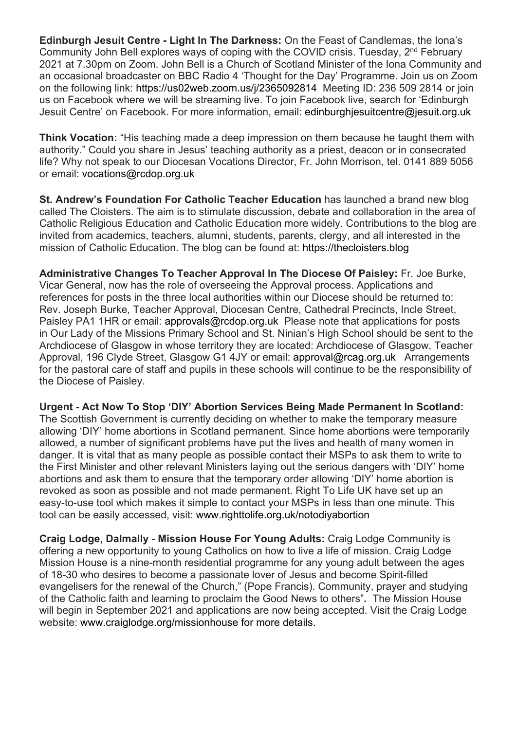**Edinburgh Jesuit Centre - Light In The Darkness:** On the Feast of Candlemas, the Iona's Community John Bell explores ways of coping with the COVID crisis. Tuesday, 2nd February 2021 at 7.30pm on Zoom. John Bell is a Church of Scotland Minister of the Iona Community and an occasional broadcaster on BBC Radio 4 'Thought for the Day' Programme. Join us on Zoom on the following link: https://us02web.zoom.us/j/2365092814 Meeting ID: 236 509 2814 or join us on Facebook where we will be streaming live. To join Facebook live, search for 'Edinburgh Jesuit Centre' on Facebook. For more information, email: edinburghjesuitcentre@jesuit.org.uk

**Think Vocation:** "His teaching made a deep impression on them because he taught them with authority." Could you share in Jesus' teaching authority as a priest, deacon or in consecrated life? Why not speak to our Diocesan Vocations Director, Fr. John Morrison, tel. 0141 889 5056 or email: vocations@rcdop.org.uk

**St. Andrew's Foundation For Catholic Teacher Education** has launched a brand new blog called The Cloisters. The aim is to stimulate discussion, debate and collaboration in the area of Catholic Religious Education and Catholic Education more widely. Contributions to the blog are invited from academics, teachers, alumni, students, parents, clergy, and all interested in the mission of Catholic Education. The blog can be found at: https://thecloisters.blog

**Administrative Changes To Teacher Approval In The Diocese Of Paisley:** Fr. Joe Burke, Vicar General, now has the role of overseeing the Approval process. Applications and references for posts in the three local authorities within our Diocese should be returned to: Rev. Joseph Burke, Teacher Approval, Diocesan Centre, Cathedral Precincts, Incle Street, Paisley PA1 1HR or email: approvals@rcdop.org.uk Please note that applications for posts in Our Lady of the Missions Primary School and St. Ninian's High School should be sent to the Archdiocese of Glasgow in whose territory they are located: Archdiocese of Glasgow, Teacher Approval, 196 Clyde Street, Glasgow G1 4JY or email: approval@rcag.org.uk Arrangements for the pastoral care of staff and pupils in these schools will continue to be the responsibility of the Diocese of Paisley.

**Urgent - Act Now To Stop 'DIY' Abortion Services Being Made Permanent In Scotland:** The Scottish Government is currently deciding on whether to make the temporary measure allowing 'DIY' home abortions in Scotland permanent. Since home abortions were temporarily allowed, a number of significant problems have put the lives and health of many women in danger. It is vital that as many people as possible contact their MSPs to ask them to write to the First Minister and other relevant Ministers laying out the serious dangers with 'DIY' home abortions and ask them to ensure that the temporary order allowing 'DIY' home abortion is revoked as soon as possible and not made permanent. Right To Life UK have set up an easy-to-use tool which makes it simple to contact your MSPs in less than one minute. This tool can be easily accessed, visit: www.righttolife.org.uk/notodiyabortion

**Craig Lodge, Dalmally - Mission House For Young Adults:** Craig Lodge Community is offering a new opportunity to young Catholics on how to live a life of mission. Craig Lodge Mission House is a nine-month residential programme for any young adult between the ages of 18-30 who desires to become a passionate lover of Jesus and become Spirit-filled evangelisers for the renewal of the Church," (Pope Francis). Community, prayer and studying of the Catholic faith and learning to proclaim the Good News to others"**.** The Mission House will begin in September 2021 and applications are now being accepted. Visit the Craig Lodge website: www.craiglodge.org/missionhouse for more details.